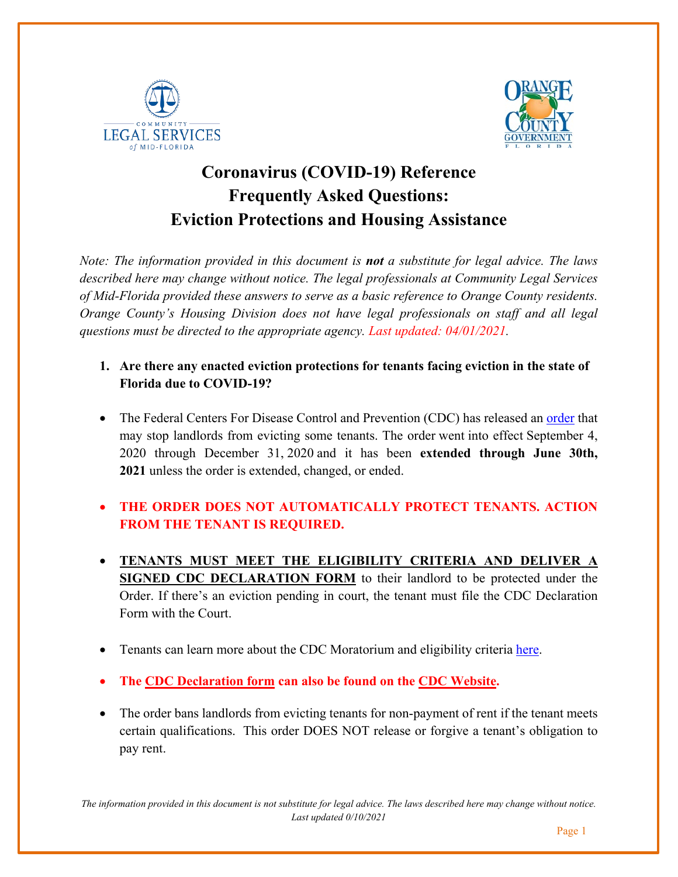# Coronavirus (COVID-19) Reference Frequently Asked Questions: Eviction Protections and Housing Assistance

*Note: The information provided in this document is **not** a substitute for legal advice. The laws described here may change without notice. The legal professionals at Community Legal Services of Mid-Florida provided these answers to serve as a basic reference to Orange County residents. Orange County's Housing Division does not have legal professionals on staff and all legal questions must be directed to the appropriate agency. Last updated: 04/01/2021.*

1. **Are there any enacted eviction protections for tenants facing eviction in the state of Florida due to COVID-19?**

- The Federal Centers For Disease Control and Prevention (CDC) has released an order that may stop landlords from evicting some tenants. The order went into effect September 4, 2020 through December 31, 2020 and it has been **extended through June 30th, 2021** unless the order is extended, changed, or ended.
- **THE ORDER DOES NOT AUTOMATICALLY PROTECT TENANTS. ACTION FROM THE TENANT IS REQUIRED.**
- **TENANTS MUST MEET THE ELIGIBILITY CRITERIA AND DELIVER A SIGNED CDC DECLARATION FORM** to their landlord to be protected under the Order. If there's an eviction pending in court, the tenant must file the CDC Declaration Form with the Court.
- Tenants can learn more about the CDC Moratorium and eligibility criteria here.
- **The CDC Declaration form can also be found on the CDC Website.**
- The order bans landlords from evicting tenants for non-payment of rent if the tenant meets certain qualifications. This order DOES NOT release or forgive a tenant's obligation to pay rent.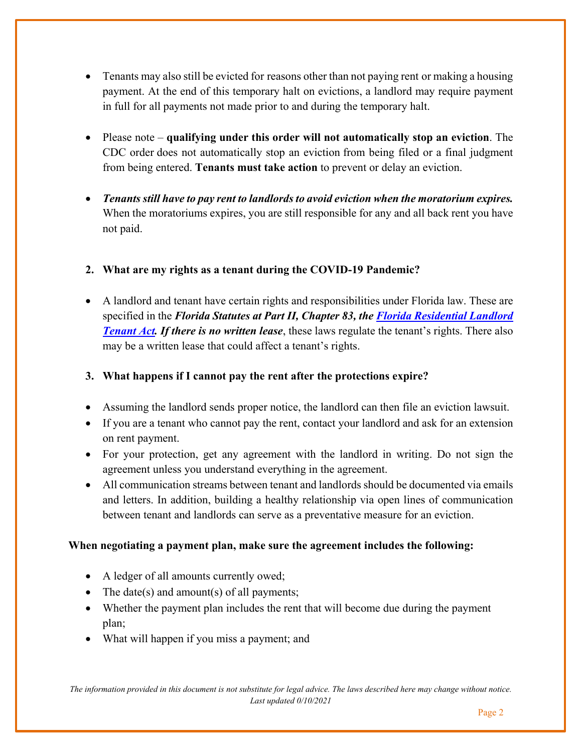- Tenants may also still be evicted for reasons other than not paying rent or making a housing payment. At the end of this temporary halt on evictions, a landlord may require payment in full for all payments not made prior to and during the temporary halt.

- Please note – **qualifying under this order will not automatically stop an eviction**. The CDC order does not automatically stop an eviction from being filed or a final judgment from being entered. **Tenants must take action** to prevent or delay an eviction.

- ***Tenants still have to pay rent to landlords to avoid eviction when the moratorium expires.*** When the moratoriums expires, you are still responsible for any and all back rent you have not paid.

**2. What are my rights as a tenant during the COVID-19 Pandemic?**

- A landlord and tenant have certain rights and responsibilities under Florida law. These are specified in the ***Florida Statutes at Part II, Chapter 83, the Florida Residential Landlord Tenant Act. If there is no written lease***, these laws regulate the tenant's rights. There also may be a written lease that could affect a tenant's rights.

**3. What happens if I cannot pay the rent after the protections expire?**

- Assuming the landlord sends proper notice, the landlord can then file an eviction lawsuit.
- If you are a tenant who cannot pay the rent, contact your landlord and ask for an extension on rent payment.
- For your protection, get any agreement with the landlord in writing. Do not sign the agreement unless you understand everything in the agreement.
- All communication streams between tenant and landlords should be documented via emails and letters. In addition, building a healthy relationship via open lines of communication between tenant and landlords can serve as a preventative measure for an eviction.

**When negotiating a payment plan, make sure the agreement includes the following:**

- A ledger of all amounts currently owed;
- The date(s) and amount(s) of all payments;
- Whether the payment plan includes the rent that will become due during the payment plan;
- What will happen if you miss a payment; and

*The information provided in this document is not substitute for legal advice. The laws described here may change without notice. Last updated 0/10/2021*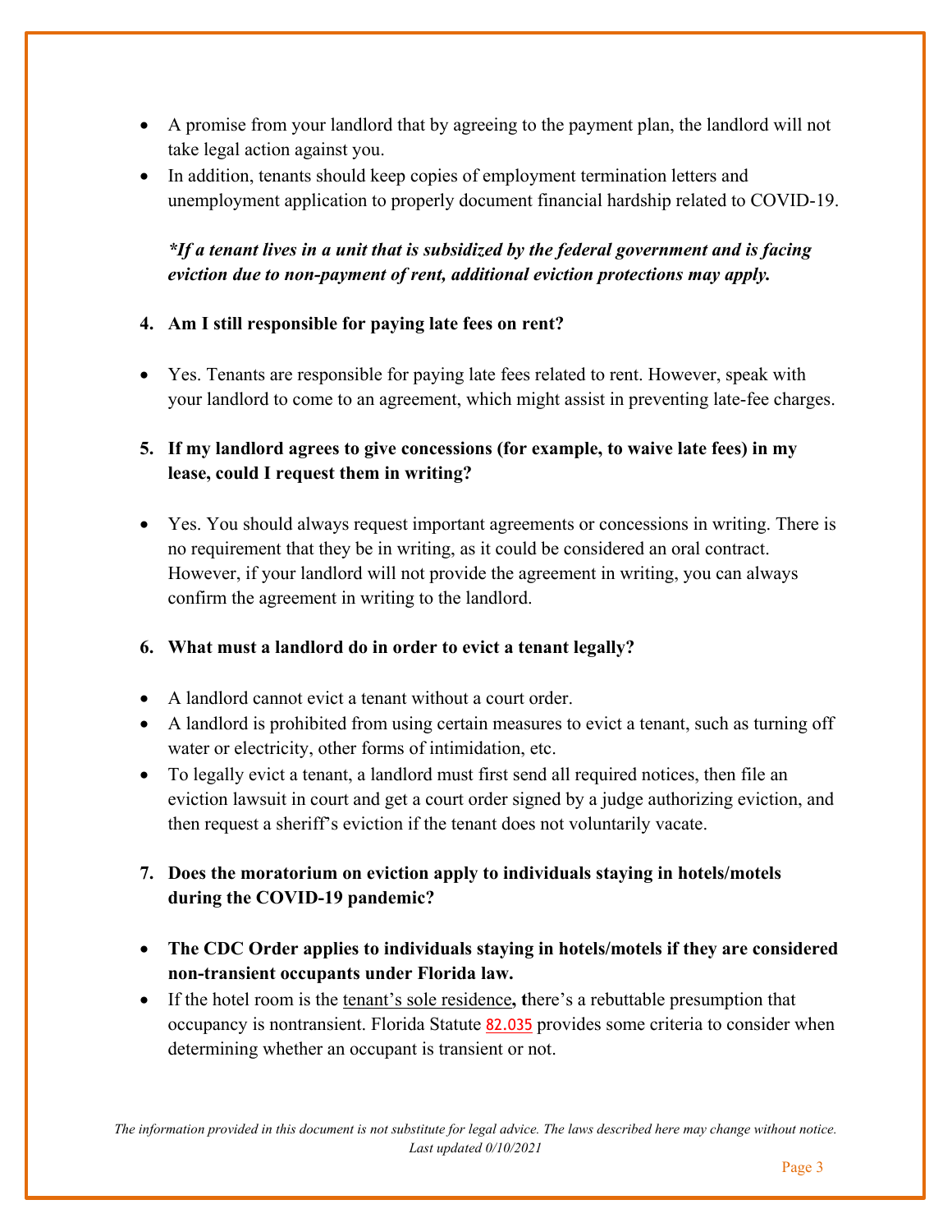- A promise from your landlord that by agreeing to the payment plan, the landlord will not take legal action against you.
- In addition, tenants should keep copies of employment termination letters and unemployment application to properly document financial hardship related to COVID-19.

***If a tenant lives in a unit that is subsidized by the federal government and is facing eviction due to non-payment of rent, additional eviction protections may apply.***

**4. Am I still responsible for paying late fees on rent?**

- Yes. Tenants are responsible for paying late fees related to rent. However, speak with your landlord to come to an agreement, which might assist in preventing late-fee charges.

**5. If my landlord agrees to give concessions (for example, to waive late fees) in my lease, could I request them in writing?**

- Yes. You should always request important agreements or concessions in writing. There is no requirement that they be in writing, as it could be considered an oral contract. However, if your landlord will not provide the agreement in writing, you can always confirm the agreement in writing to the landlord.

**6. What must a landlord do in order to evict a tenant legally?**

- A landlord cannot evict a tenant without a court order.
- A landlord is prohibited from using certain measures to evict a tenant, such as turning off water or electricity, other forms of intimidation, etc.
- To legally evict a tenant, a landlord must first send all required notices, then file an eviction lawsuit in court and get a court order signed by a judge authorizing eviction, and then request a sheriff's eviction if the tenant does not voluntarily vacate.

**7. Does the moratorium on eviction apply to individuals staying in hotels/motels during the COVID-19 pandemic?**

- **The CDC Order applies to individuals staying in hotels/motels if they are considered non-transient occupants under Florida law.**
- If the hotel room is the tenant's sole residence**, t**here's a rebuttable presumption that occupancy is nontransient. Florida Statute 82.035 provides some criteria to consider when determining whether an occupant is transient or not.

*The information provided in this document is not substitute for legal advice. The laws described here may change without notice. Last updated 0/10/2021*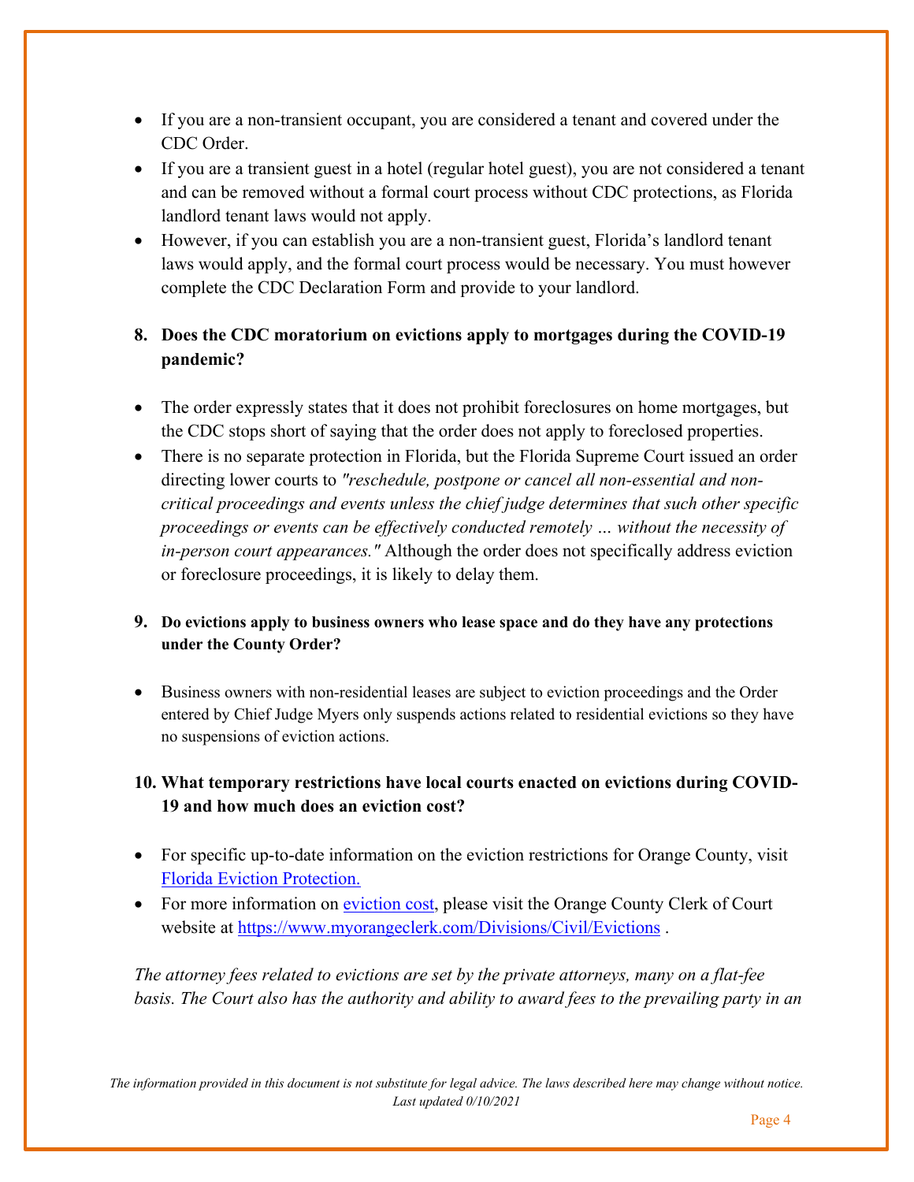- If you are a non-transient occupant, you are considered a tenant and covered under the CDC Order.
- If you are a transient guest in a hotel (regular hotel guest), you are not considered a tenant and can be removed without a formal court process without CDC protections, as Florida landlord tenant laws would not apply.
- However, if you can establish you are a non-transient guest, Florida's landlord tenant laws would apply, and the formal court process would be necessary. You must however complete the CDC Declaration Form and provide to your landlord.

**8. Does the CDC moratorium on evictions apply to mortgages during the COVID-19 pandemic?**

- The order expressly states that it does not prohibit foreclosures on home mortgages, but the CDC stops short of saying that the order does not apply to foreclosed properties.
- There is no separate protection in Florida, but the Florida Supreme Court issued an order directing lower courts to *"reschedule, postpone or cancel all non-essential and non-critical proceedings and events unless the chief judge determines that such other specific proceedings or events can be effectively conducted remotely … without the necessity of in-person court appearances."* Although the order does not specifically address eviction or foreclosure proceedings, it is likely to delay them.

**9. Do evictions apply to business owners who lease space and do they have any protections under the County Order?**

- Business owners with non-residential leases are subject to eviction proceedings and the Order entered by Chief Judge Myers only suspends actions related to residential evictions so they have no suspensions of eviction actions.

**10. What temporary restrictions have local courts enacted on evictions during COVID-19 and how much does an eviction cost?**

- For specific up-to-date information on the eviction restrictions for Orange County, visit Florida Eviction Protection.
- For more information on eviction cost, please visit the Orange County Clerk of Court website at https://www.myorangeclerk.com/Divisions/Civil/Evictions .

*The attorney fees related to evictions are set by the private attorneys, many on a flat-fee basis. The Court also has the authority and ability to award fees to the prevailing party in an*

*The information provided in this document is not substitute for legal advice. The laws described here may change without notice. Last updated 0/10/2021*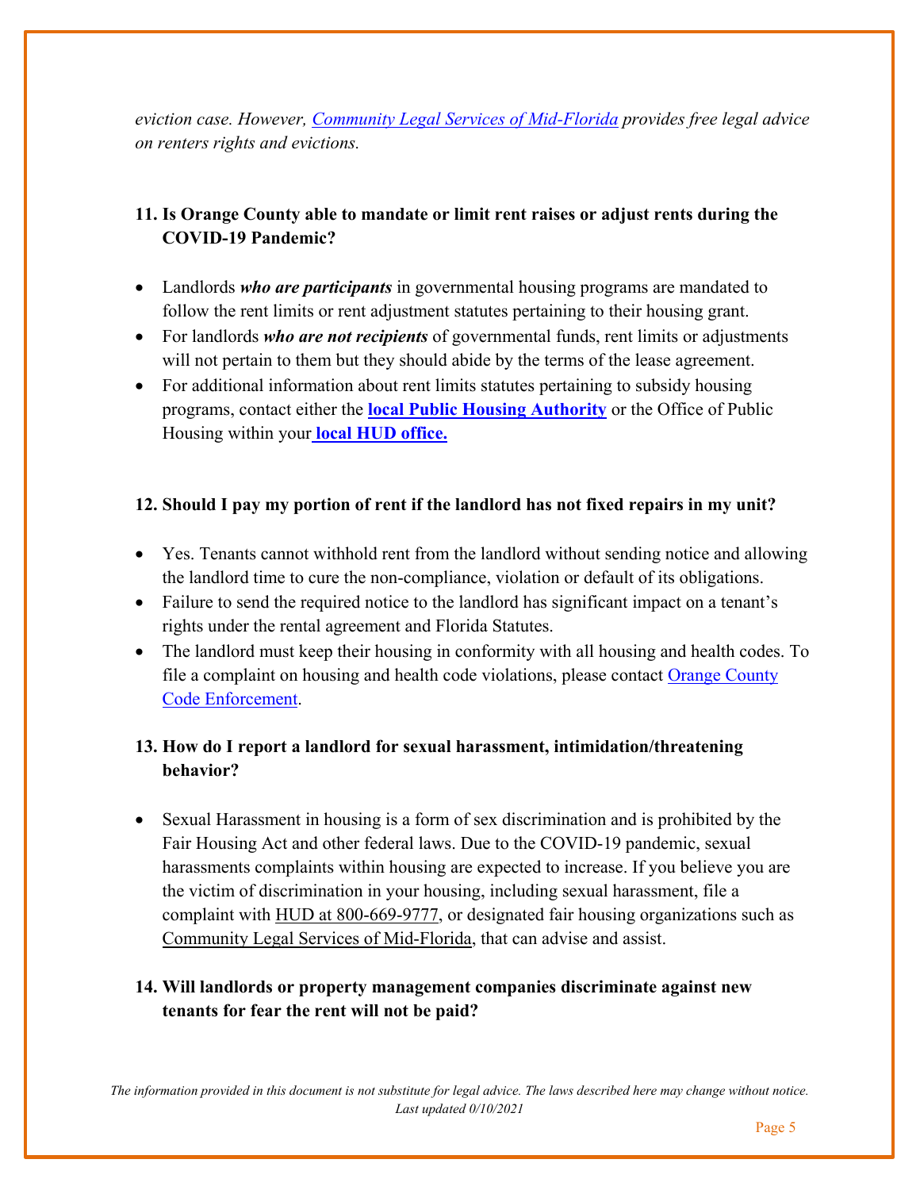*eviction case. However, [Community Legal Services of Mid-Florida](#) provides free legal advice on renters rights and evictions.*

### 11. Is Orange County able to mandate or limit rent raises or adjust rents during the COVID-19 Pandemic?

- Landlords ***who are participants*** in governmental housing programs are mandated to follow the rent limits or rent adjustment statutes pertaining to their housing grant.
- For landlords ***who are not recipients*** of governmental funds, rent limits or adjustments will not pertain to them but they should abide by the terms of the lease agreement.
- For additional information about rent limits statutes pertaining to subsidy housing programs, contact either the **[local Public Housing Authority](#)** or the Office of Public Housing within your **[local HUD office.](#)**

### 12. Should I pay my portion of rent if the landlord has not fixed repairs in my unit?

- Yes. Tenants cannot withhold rent from the landlord without sending notice and allowing the landlord time to cure the non-compliance, violation or default of its obligations.
- Failure to send the required notice to the landlord has significant impact on a tenant's rights under the rental agreement and Florida Statutes.
- The landlord must keep their housing in conformity with all housing and health codes. To file a complaint on housing and health code violations, please contact [Orange County Code Enforcement](#).

### 13. How do I report a landlord for sexual harassment, intimidation/threatening behavior?

- Sexual Harassment in housing is a form of sex discrimination and is prohibited by the Fair Housing Act and other federal laws. Due to the COVID-19 pandemic, sexual harassments complaints within housing are expected to increase. If you believe you are the victim of discrimination in your housing, including sexual harassment, file a complaint with HUD at 800-669-9777, or designated fair housing organizations such as Community Legal Services of Mid-Florida, that can advise and assist.

### 14. Will landlords or property management companies discriminate against new tenants for fear the rent will not be paid?

*The information provided in this document is not substitute for legal advice. The laws described here may change without notice. Last updated 0/10/2021*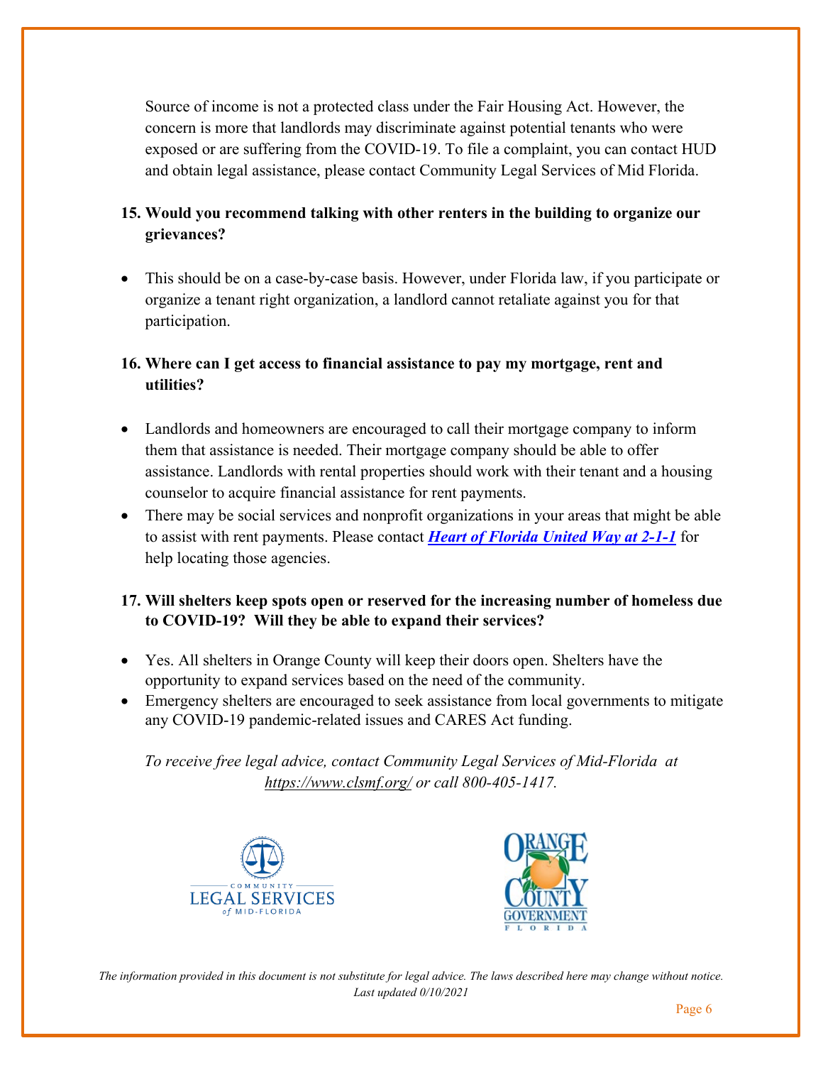Source of income is not a protected class under the Fair Housing Act. However, the concern is more that landlords may discriminate against potential tenants who were exposed or are suffering from the COVID-19. To file a complaint, you can contact HUD and obtain legal assistance, please contact Community Legal Services of Mid Florida.

**15. Would you recommend talking with other renters in the building to organize our grievances?**

- This should be on a case-by-case basis. However, under Florida law, if you participate or organize a tenant right organization, a landlord cannot retaliate against you for that participation.

**16. Where can I get access to financial assistance to pay my mortgage, rent and utilities?**

- Landlords and homeowners are encouraged to call their mortgage company to inform them that assistance is needed. Their mortgage company should be able to offer assistance. Landlords with rental properties should work with their tenant and a housing counselor to acquire financial assistance for rent payments.
- There may be social services and nonprofit organizations in your areas that might be able to assist with rent payments. Please contact ***Heart of Florida United Way at 2-1-1*** for help locating those agencies.

**17. Will shelters keep spots open or reserved for the increasing number of homeless due to COVID-19? Will they be able to expand their services?**

- Yes. All shelters in Orange County will keep their doors open. Shelters have the opportunity to expand services based on the need of the community.
- Emergency shelters are encouraged to seek assistance from local governments to mitigate any COVID-19 pandemic-related issues and CARES Act funding.

*To receive free legal advice, contact Community Legal Services of Mid-Florida at https://www.clsmf.org/ or call 800-405-1417.*

COMMUNITY LEGAL SERVICES of MID-FLORIDA

ORANGE COUNTY GOVERNMENT FLORIDA

*The information provided in this document is not substitute for legal advice. The laws described here may change without notice. Last updated 0/10/2021*